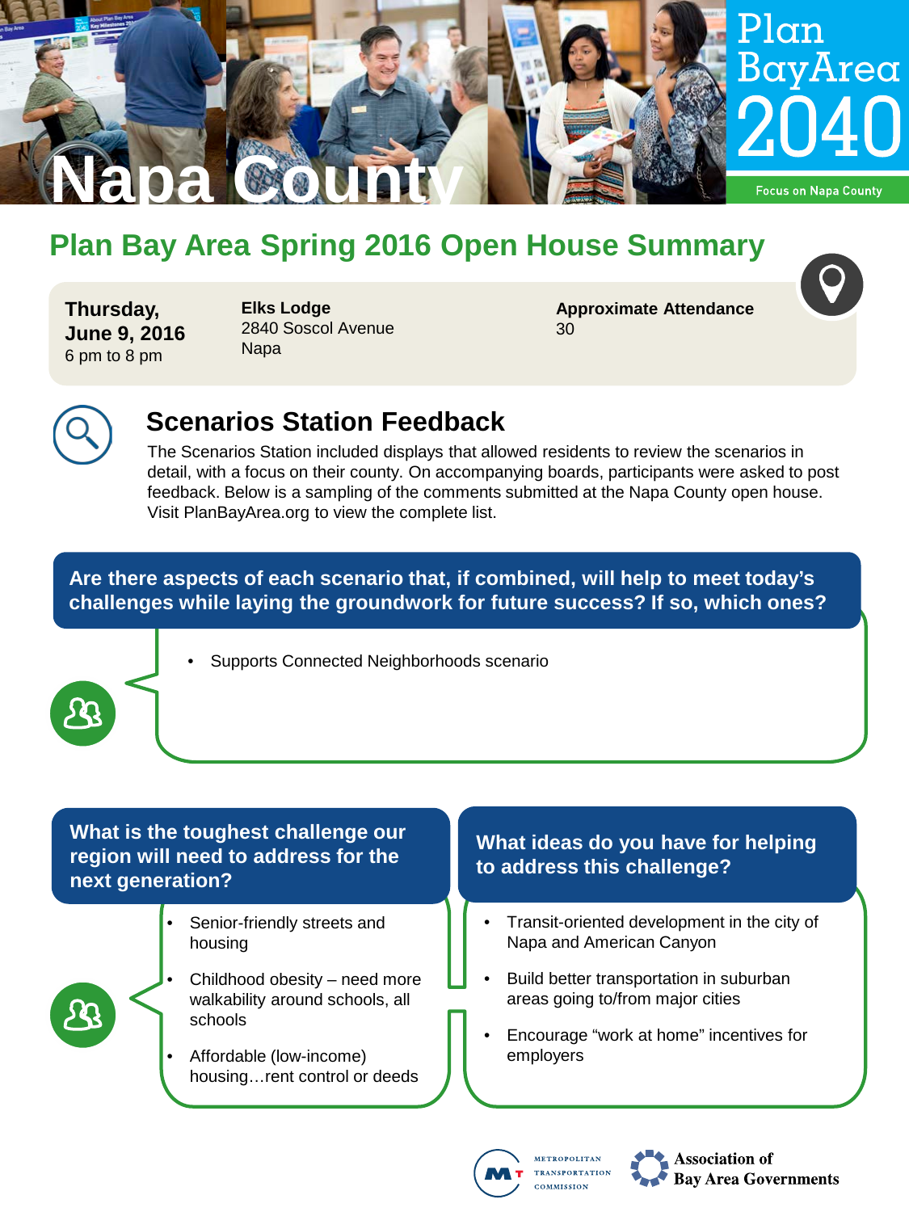# Napa County

Plan Bay Area 2040

Focus on Napa County

## Plan Bay Area Spring 2016 Open House Summary

**Thursday, June 9, 2016**
6 pm to 8 pm

**Elks Lodge**
2840 Soscol Avenue
Napa

**Approximate Attendance**
30

### Scenarios Station Feedback

The Scenarios Station included displays that allowed residents to review the scenarios in detail, with a focus on their county. On accompanying boards, participants were asked to post feedback. Below is a sampling of the comments submitted at the Napa County open house. Visit PlanBayArea.org to view the complete list.

**Are there aspects of each scenario that, if combined, will help to meet today's challenges while laying the groundwork for future success? If so, which ones?**

- Supports Connected Neighborhoods scenario

**What is the toughest challenge our region will need to address for the next generation?**

- Senior-friendly streets and housing
- Childhood obesity – need more walkability around schools, all schools
- Affordable (low-income) housing…rent control or deeds

**What ideas do you have for helping to address this challenge?**

- Transit-oriented development in the city of Napa and American Canyon
- Build better transportation in suburban areas going to/from major cities
- Encourage "work at home" incentives for employers

Metropolitan Transportation Commission

Association of Bay Area Governments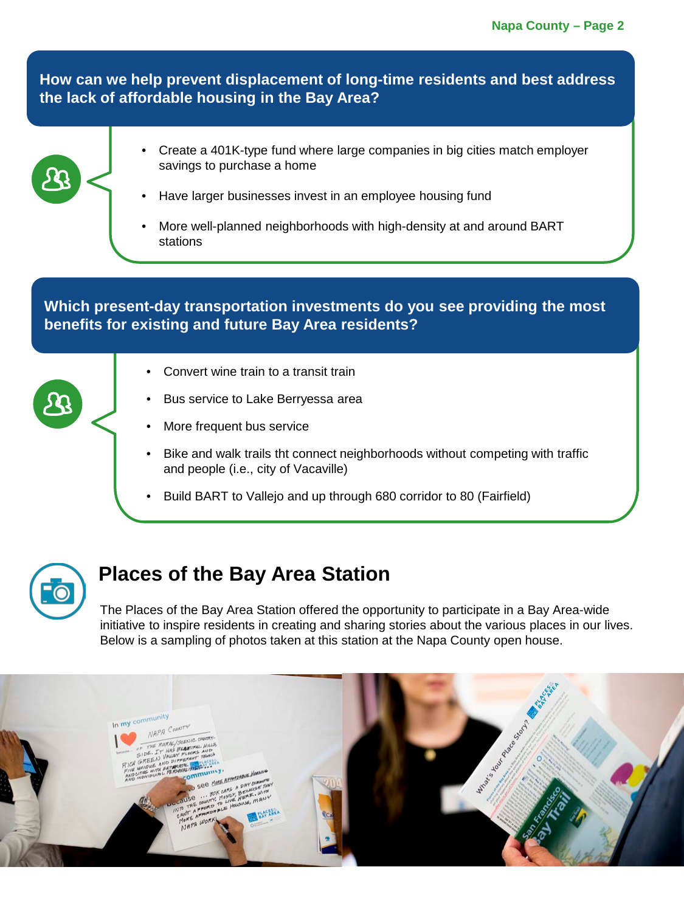## How can we help prevent displacement of long-time residents and best address the lack of affordable housing in the Bay Area?

- Create a 401K-type fund where large companies in big cities match employer savings to purchase a home
- Have larger businesses invest in an employee housing fund
- More well-planned neighborhoods with high-density at and around BART stations

## Which present-day transportation investments do you see providing the most benefits for existing and future Bay Area residents?

- Convert wine train to a transit train
- Bus service to Lake Berryessa area
- More frequent bus service
- Bike and walk trails tht connect neighborhoods without competing with traffic and people (i.e., city of Vacaville)
- Build BART to Vallejo and up through 680 corridor to 80 (Fairfield)

# Places of the Bay Area Station

The Places of the Bay Area Station offered the opportunity to participate in a Bay Area-wide initiative to inspire residents in creating and sharing stories about the various places in our lives. Below is a sampling of photos taken at this station at the Napa County open house.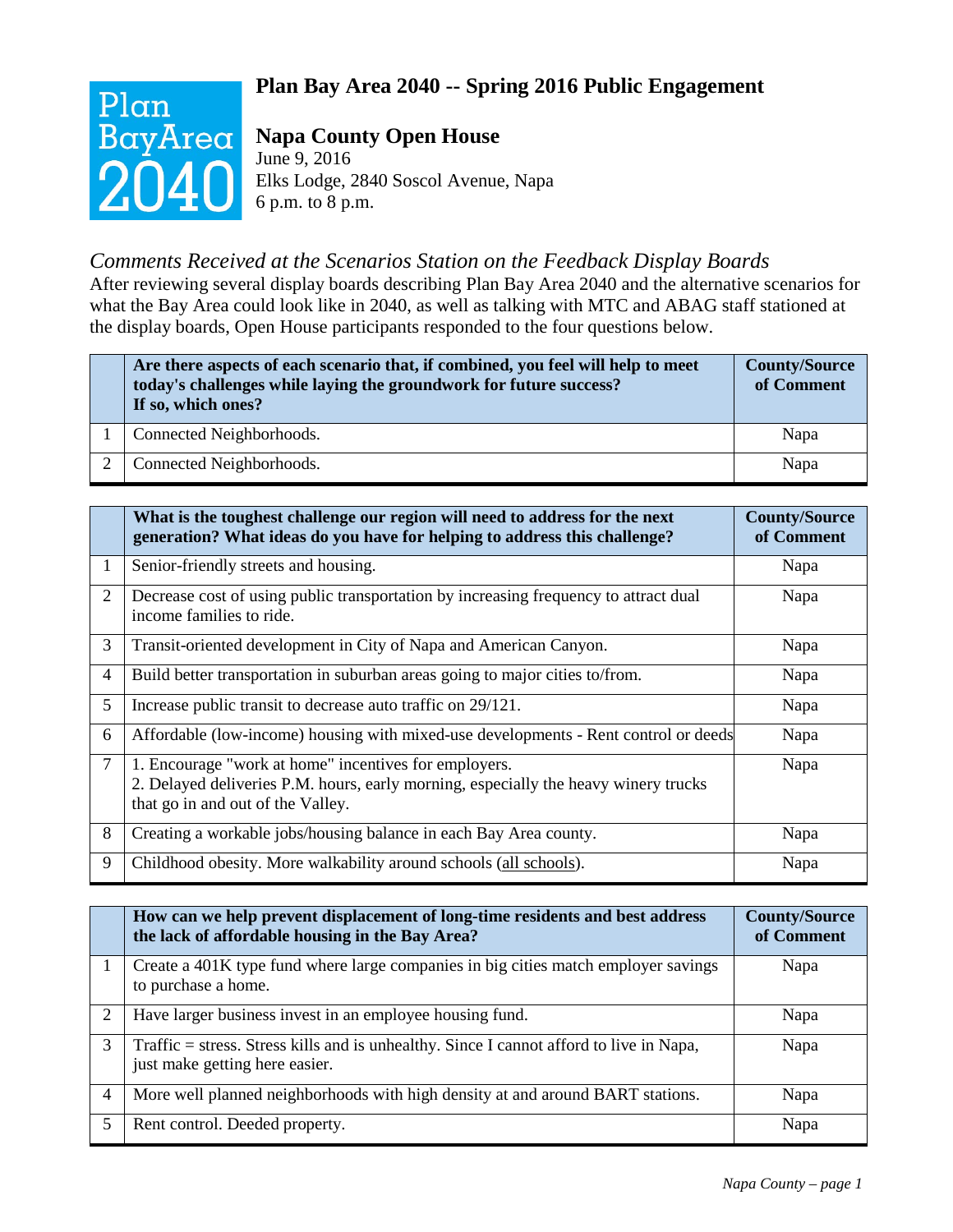# Plan Bay Area 2040 -- Spring 2016 Public Engagement

## Napa County Open House

June 9, 2016
Elks Lodge, 2840 Soscol Avenue, Napa
6 p.m. to 8 p.m.

### *Comments Received at the Scenarios Station on the Feedback Display Boards*

After reviewing several display boards describing Plan Bay Area 2040 and the alternative scenarios for what the Bay Area could look like in 2040, as well as talking with MTC and ABAG staff stationed at the display boards, Open House participants responded to the four questions below.

| | **Are there aspects of each scenario that, if combined, you feel will help to meet today's challenges while laying the groundwork for future success? If so, which ones?** | **County/Source of Comment** |
|---|---|---|
| 1 | Connected Neighborhoods. | Napa |
| 2 | Connected Neighborhoods. | Napa |

| | **What is the toughest challenge our region will need to address for the next generation? What ideas do you have for helping to address this challenge?** | **County/Source of Comment** |
|---|---|---|
| 1 | Senior-friendly streets and housing. | Napa |
| 2 | Decrease cost of using public transportation by increasing frequency to attract dual income families to ride. | Napa |
| 3 | Transit-oriented development in City of Napa and American Canyon. | Napa |
| 4 | Build better transportation in suburban areas going to major cities to/from. | Napa |
| 5 | Increase public transit to decrease auto traffic on 29/121. | Napa |
| 6 | Affordable (low-income) housing with mixed-use developments - Rent control or deeds | Napa |
| 7 | 1. Encourage "work at home" incentives for employers.<br>2. Delayed deliveries P.M. hours, early morning, especially the heavy winery trucks that go in and out of the Valley. | Napa |
| 8 | Creating a workable jobs/housing balance in each Bay Area county. | Napa |
| 9 | Childhood obesity. More walkability around schools (<u>all schools</u>). | Napa |

| | **How can we help prevent displacement of long-time residents and best address the lack of affordable housing in the Bay Area?** | **County/Source of Comment** |
|---|---|---|
| 1 | Create a 401K type fund where large companies in big cities match employer savings to purchase a home. | Napa |
| 2 | Have larger business invest in an employee housing fund. | Napa |
| 3 | Traffic = stress. Stress kills and is unhealthy. Since I cannot afford to live in Napa, just make getting here easier. | Napa |
| 4 | More well planned neighborhoods with high density at and around BART stations. | Napa |
| 5 | Rent control. Deeded property. | Napa |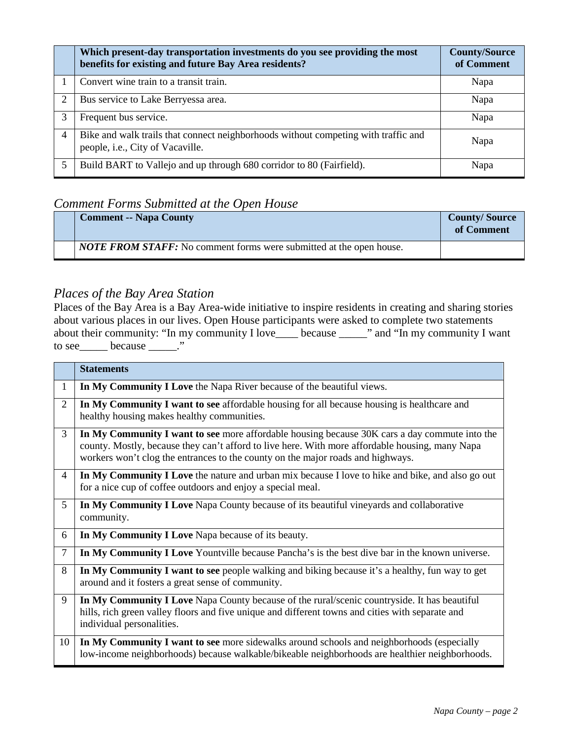| | Which present-day transportation investments do you see providing the most benefits for existing and future Bay Area residents? | County/Source of Comment |
|---|---|---|
| 1 | Convert wine train to a transit train. | Napa |
| 2 | Bus service to Lake Berryessa area. | Napa |
| 3 | Frequent bus service. | Napa |
| 4 | Bike and walk trails that connect neighborhoods without competing with traffic and people, i.e., City of Vacaville. | Napa |
| 5 | Build BART to Vallejo and up through 680 corridor to 80 (Fairfield). | Napa |

## *Comment Forms Submitted at the Open House*

| | Comment -- Napa County | County/ Source of Comment |
|---|---|---|
| | ***NOTE FROM STAFF:*** No comment forms were submitted at the open house. | |

## *Places of the Bay Area Station*

Places of the Bay Area is a Bay Area-wide initiative to inspire residents in creating and sharing stories about various places in our lives. Open House participants were asked to complete two statements about their community: "In my community I love____ because _____" and "In my community I want to see_____ because _____."

| | Statements |
|---|---|
| 1 | **In My Community I Love** the Napa River because of the beautiful views. |
| 2 | **In My Community I want to see** affordable housing for all because housing is healthcare and healthy housing makes healthy communities. |
| 3 | **In My Community I want to see** more affordable housing because 30K cars a day commute into the county. Mostly, because they can't afford to live here. With more affordable housing, many Napa workers won't clog the entrances to the county on the major roads and highways. |
| 4 | **In My Community I Love** the nature and urban mix because I love to hike and bike, and also go out for a nice cup of coffee outdoors and enjoy a special meal. |
| 5 | **In My Community I Love** Napa County because of its beautiful vineyards and collaborative community. |
| 6 | **In My Community I Love** Napa because of its beauty. |
| 7 | **In My Community I Love** Yountville because Pancha's is the best dive bar in the known universe. |
| 8 | **In My Community I want to see** people walking and biking because it's a healthy, fun way to get around and it fosters a great sense of community. |
| 9 | **In My Community I Love** Napa County because of the rural/scenic countryside. It has beautiful hills, rich green valley floors and five unique and different towns and cities with separate and individual personalities. |
| 10 | **In My Community I want to see** more sidewalks around schools and neighborhoods (especially low-income neighborhoods) because walkable/bikeable neighborhoods are healthier neighborhoods. |